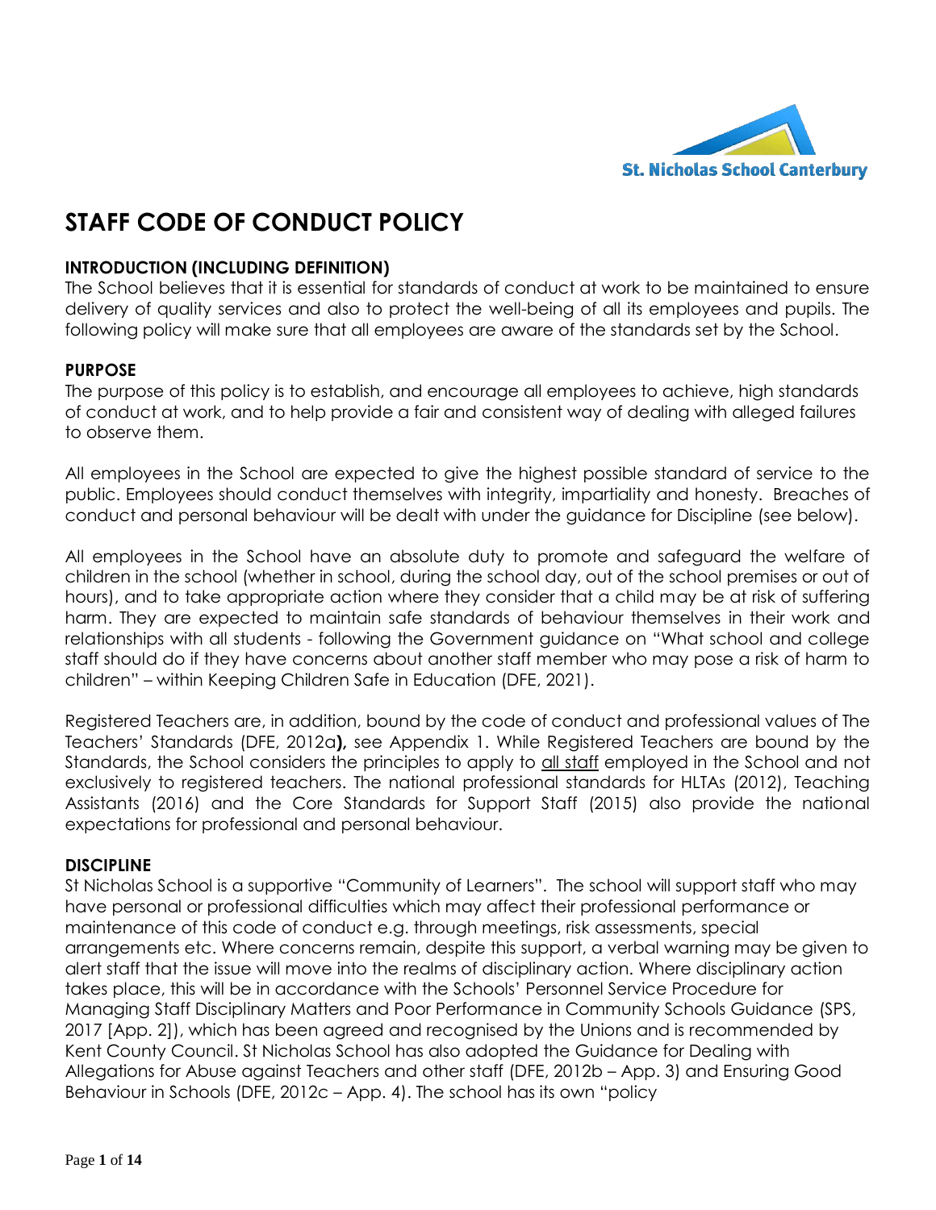St. Nicholas School Canterbury

# STAFF CODE OF CONDUCT POLICY

## INTRODUCTION (INCLUDING DEFINITION)

The School believes that it is essential for standards of conduct at work to be maintained to ensure delivery of quality services and also to protect the well-being of all its employees and pupils. The following policy will make sure that all employees are aware of the standards set by the School.

## PURPOSE

The purpose of this policy is to establish, and encourage all employees to achieve, high standards of conduct at work, and to help provide a fair and consistent way of dealing with alleged failures to observe them.

All employees in the School are expected to give the highest possible standard of service to the public. Employees should conduct themselves with integrity, impartiality and honesty. Breaches of conduct and personal behaviour will be dealt with under the guidance for Discipline (see below).

All employees in the School have an absolute duty to promote and safeguard the welfare of children in the school (whether in school, during the school day, out of the school premises or out of hours), and to take appropriate action where they consider that a child may be at risk of suffering harm. They are expected to maintain safe standards of behaviour themselves in their work and relationships with all students - following the Government guidance on "What school and college staff should do if they have concerns about another staff member who may pose a risk of harm to children" – within Keeping Children Safe in Education (DFE, 2021).

Registered Teachers are, in addition, bound by the code of conduct and professional values of The Teachers' Standards (DFE, 2012a**)**, see Appendix 1. While Registered Teachers are bound by the Standards, the School considers the principles to apply to <u>all staff</u> employed in the School and not exclusively to registered teachers. The national professional standards for HLTAs (2012), Teaching Assistants (2016) and the Core Standards for Support Staff (2015) also provide the national expectations for professional and personal behaviour.

## DISCIPLINE

St Nicholas School is a supportive "Community of Learners". The school will support staff who may have personal or professional difficulties which may affect their professional performance or maintenance of this code of conduct e.g. through meetings, risk assessments, special arrangements etc. Where concerns remain, despite this support, a verbal warning may be given to alert staff that the issue will move into the realms of disciplinary action. Where disciplinary action takes place, this will be in accordance with the Schools' Personnel Service Procedure for Managing Staff Disciplinary Matters and Poor Performance in Community Schools Guidance (SPS, 2017 [App. 2]), which has been agreed and recognised by the Unions and is recommended by Kent County Council. St Nicholas School has also adopted the Guidance for Dealing with Allegations for Abuse against Teachers and other staff (DFE, 2012b – App. 3) and Ensuring Good Behaviour in Schools (DFE, 2012c – App. 4). The school has its own "policy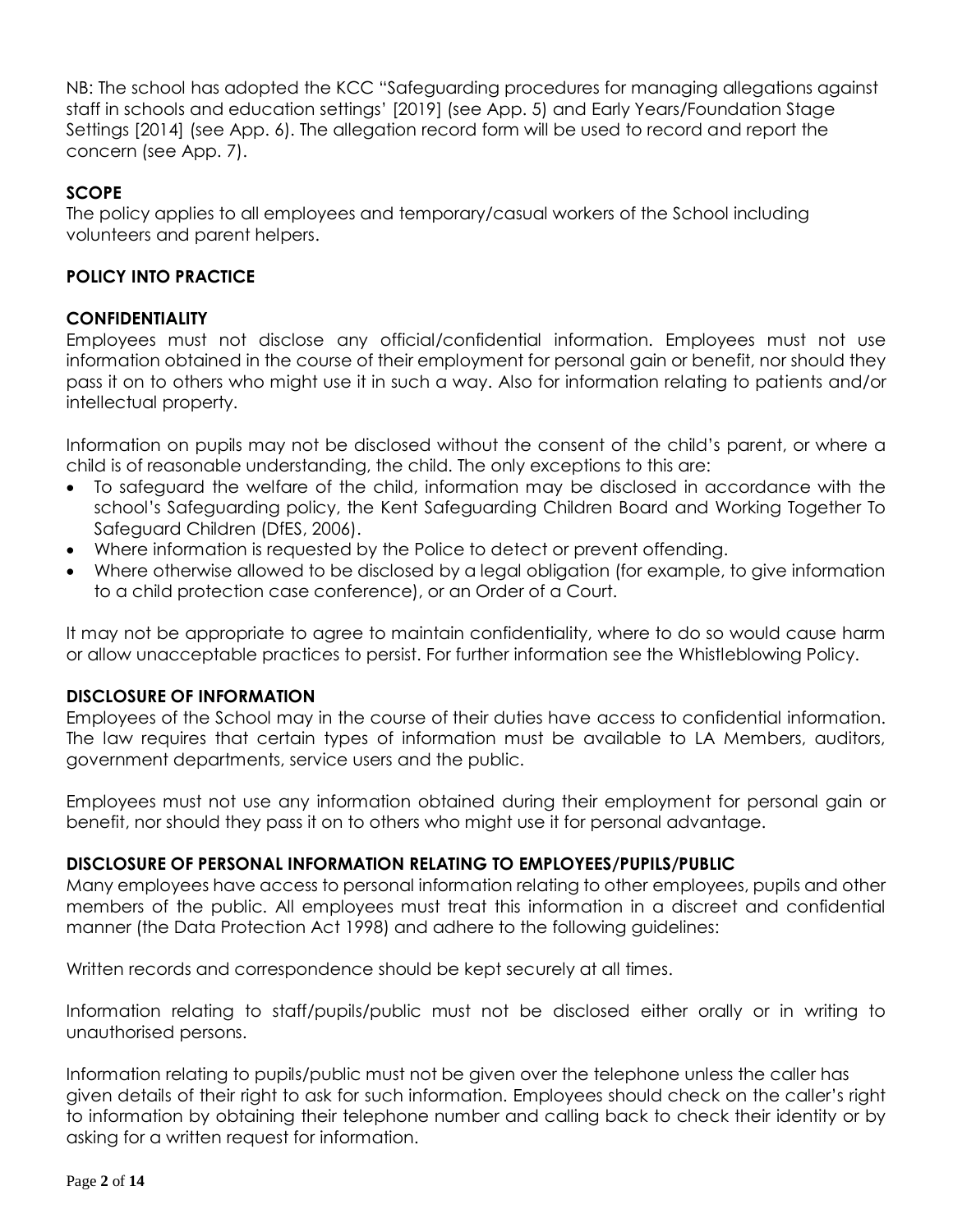NB: The school has adopted the KCC "Safeguarding procedures for managing allegations against staff in schools and education settings' [2019] (see App. 5) and Early Years/Foundation Stage Settings [2014] (see App. 6). The allegation record form will be used to record and report the concern (see App. 7).

## SCOPE

The policy applies to all employees and temporary/casual workers of the School including volunteers and parent helpers.

## POLICY INTO PRACTICE

### CONFIDENTIALITY

Employees must not disclose any official/confidential information. Employees must not use information obtained in the course of their employment for personal gain or benefit, nor should they pass it on to others who might use it in such a way. Also for information relating to patients and/or intellectual property.

Information on pupils may not be disclosed without the consent of the child's parent, or where a child is of reasonable understanding, the child. The only exceptions to this are:

- To safeguard the welfare of the child, information may be disclosed in accordance with the school's Safeguarding policy, the Kent Safeguarding Children Board and Working Together To Safeguard Children (DfES, 2006).
- Where information is requested by the Police to detect or prevent offending.
- Where otherwise allowed to be disclosed by a legal obligation (for example, to give information to a child protection case conference), or an Order of a Court.

It may not be appropriate to agree to maintain confidentiality, where to do so would cause harm or allow unacceptable practices to persist. For further information see the Whistleblowing Policy.

### DISCLOSURE OF INFORMATION

Employees of the School may in the course of their duties have access to confidential information. The law requires that certain types of information must be available to LA Members, auditors, government departments, service users and the public.

Employees must not use any information obtained during their employment for personal gain or benefit, nor should they pass it on to others who might use it for personal advantage.

### DISCLOSURE OF PERSONAL INFORMATION RELATING TO EMPLOYEES/PUPILS/PUBLIC

Many employees have access to personal information relating to other employees, pupils and other members of the public. All employees must treat this information in a discreet and confidential manner (the Data Protection Act 1998) and adhere to the following guidelines:

Written records and correspondence should be kept securely at all times.

Information relating to staff/pupils/public must not be disclosed either orally or in writing to unauthorised persons.

Information relating to pupils/public must not be given over the telephone unless the caller has given details of their right to ask for such information. Employees should check on the caller's right to information by obtaining their telephone number and calling back to check their identity or by asking for a written request for information.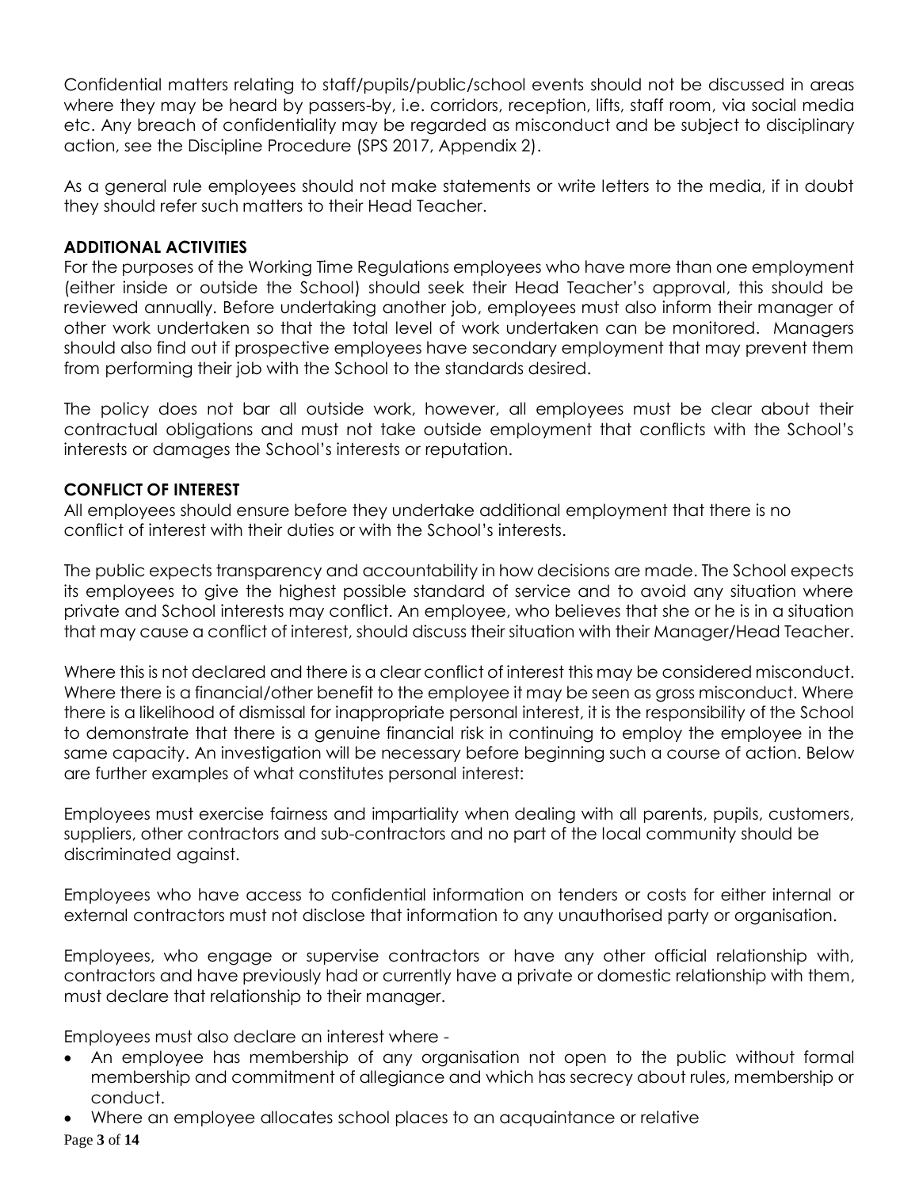Confidential matters relating to staff/pupils/public/school events should not be discussed in areas where they may be heard by passers-by, i.e. corridors, reception, lifts, staff room, via social media etc. Any breach of confidentiality may be regarded as misconduct and be subject to disciplinary action, see the Discipline Procedure (SPS 2017, Appendix 2).

As a general rule employees should not make statements or write letters to the media, if in doubt they should refer such matters to their Head Teacher.

**ADDITIONAL ACTIVITIES**

For the purposes of the Working Time Regulations employees who have more than one employment (either inside or outside the School) should seek their Head Teacher's approval, this should be reviewed annually. Before undertaking another job, employees must also inform their manager of other work undertaken so that the total level of work undertaken can be monitored. Managers should also find out if prospective employees have secondary employment that may prevent them from performing their job with the School to the standards desired.

The policy does not bar all outside work, however, all employees must be clear about their contractual obligations and must not take outside employment that conflicts with the School's interests or damages the School's interests or reputation.

**CONFLICT OF INTEREST**

All employees should ensure before they undertake additional employment that there is no conflict of interest with their duties or with the School's interests.

The public expects transparency and accountability in how decisions are made. The School expects its employees to give the highest possible standard of service and to avoid any situation where private and School interests may conflict. An employee, who believes that she or he is in a situation that may cause a conflict of interest, should discuss their situation with their Manager/Head Teacher.

Where this is not declared and there is a clear conflict of interest this may be considered misconduct. Where there is a financial/other benefit to the employee it may be seen as gross misconduct. Where there is a likelihood of dismissal for inappropriate personal interest, it is the responsibility of the School to demonstrate that there is a genuine financial risk in continuing to employ the employee in the same capacity. An investigation will be necessary before beginning such a course of action. Below are further examples of what constitutes personal interest:

Employees must exercise fairness and impartiality when dealing with all parents, pupils, customers, suppliers, other contractors and sub-contractors and no part of the local community should be discriminated against.

Employees who have access to confidential information on tenders or costs for either internal or external contractors must not disclose that information to any unauthorised party or organisation.

Employees, who engage or supervise contractors or have any other official relationship with, contractors and have previously had or currently have a private or domestic relationship with them, must declare that relationship to their manager.

Employees must also declare an interest where -

- An employee has membership of any organisation not open to the public without formal membership and commitment of allegiance and which has secrecy about rules, membership or conduct.
- Where an employee allocates school places to an acquaintance or relative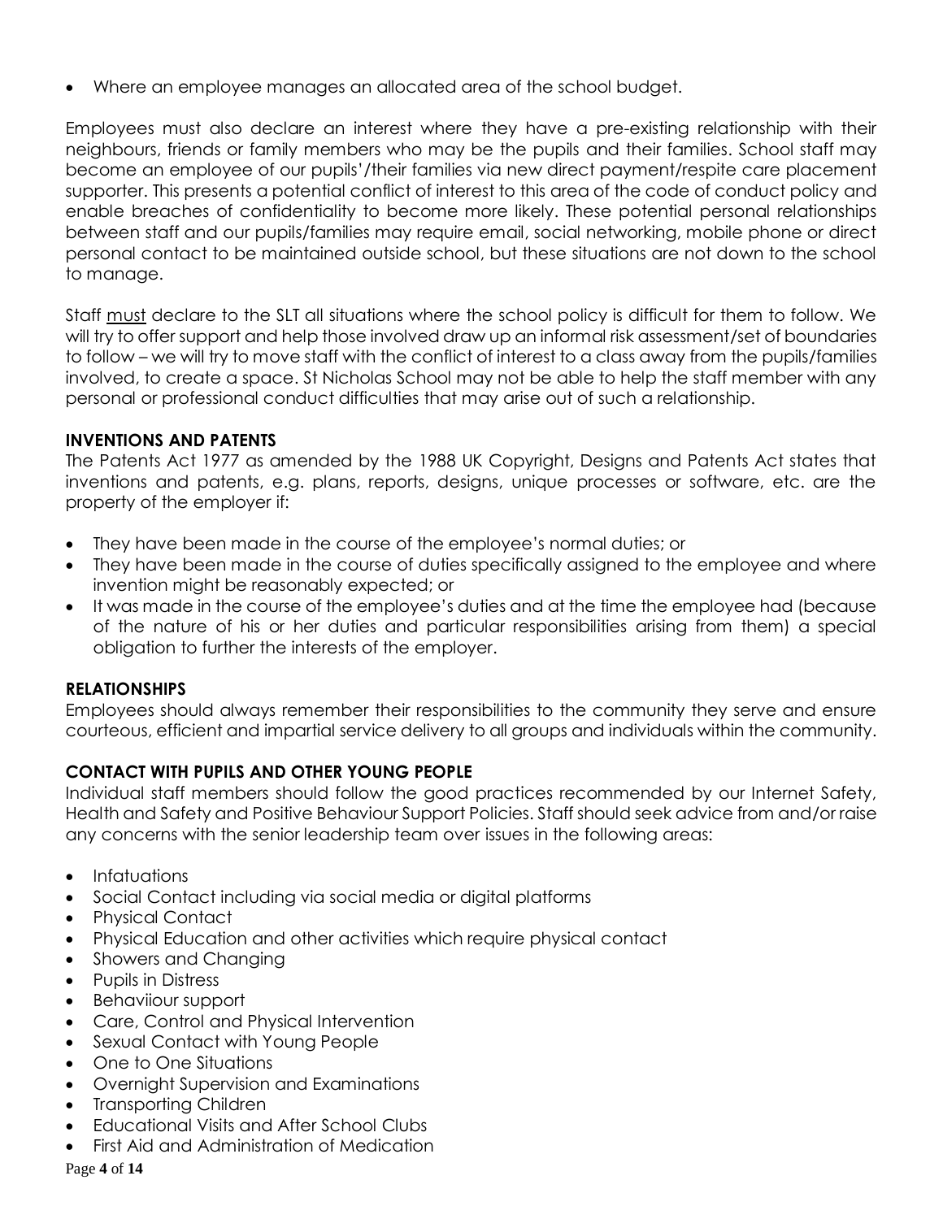- Where an employee manages an allocated area of the school budget.

Employees must also declare an interest where they have a pre-existing relationship with their neighbours, friends or family members who may be the pupils and their families. School staff may become an employee of our pupils'/their families via new direct payment/respite care placement supporter. This presents a potential conflict of interest to this area of the code of conduct policy and enable breaches of confidentiality to become more likely. These potential personal relationships between staff and our pupils/families may require email, social networking, mobile phone or direct personal contact to be maintained outside school, but these situations are not down to the school to manage.

Staff <u>must</u> declare to the SLT all situations where the school policy is difficult for them to follow. We will try to offer support and help those involved draw up an informal risk assessment/set of boundaries to follow – we will try to move staff with the conflict of interest to a class away from the pupils/families involved, to create a space. St Nicholas School may not be able to help the staff member with any personal or professional conduct difficulties that may arise out of such a relationship.

**INVENTIONS AND PATENTS**

The Patents Act 1977 as amended by the 1988 UK Copyright, Designs and Patents Act states that inventions and patents, e.g. plans, reports, designs, unique processes or software, etc. are the property of the employer if:

- They have been made in the course of the employee's normal duties; or
- They have been made in the course of duties specifically assigned to the employee and where invention might be reasonably expected; or
- It was made in the course of the employee's duties and at the time the employee had (because of the nature of his or her duties and particular responsibilities arising from them) a special obligation to further the interests of the employer.

**RELATIONSHIPS**

Employees should always remember their responsibilities to the community they serve and ensure courteous, efficient and impartial service delivery to all groups and individuals within the community.

**CONTACT WITH PUPILS AND OTHER YOUNG PEOPLE**

Individual staff members should follow the good practices recommended by our Internet Safety, Health and Safety and Positive Behaviour Support Policies. Staff should seek advice from and/or raise any concerns with the senior leadership team over issues in the following areas:

- Infatuations
- Social Contact including via social media or digital platforms
- Physical Contact
- Physical Education and other activities which require physical contact
- Showers and Changing
- Pupils in Distress
- Behaviiour support
- Care, Control and Physical Intervention
- Sexual Contact with Young People
- One to One Situations
- Overnight Supervision and Examinations
- Transporting Children
- Educational Visits and After School Clubs
- First Aid and Administration of Medication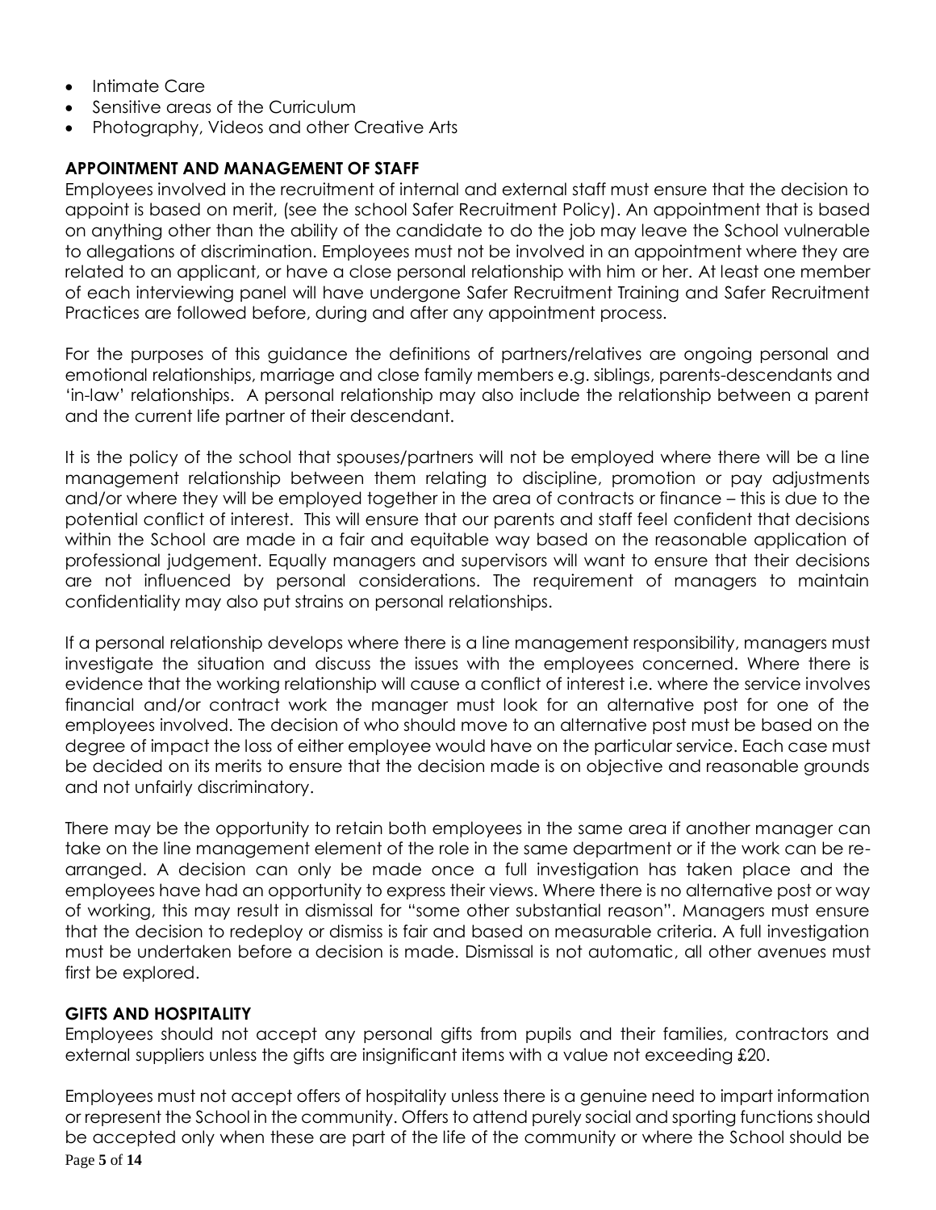- Intimate Care
- Sensitive areas of the Curriculum
- Photography, Videos and other Creative Arts

**APPOINTMENT AND MANAGEMENT OF STAFF**

Employees involved in the recruitment of internal and external staff must ensure that the decision to appoint is based on merit, (see the school Safer Recruitment Policy). An appointment that is based on anything other than the ability of the candidate to do the job may leave the School vulnerable to allegations of discrimination. Employees must not be involved in an appointment where they are related to an applicant, or have a close personal relationship with him or her. At least one member of each interviewing panel will have undergone Safer Recruitment Training and Safer Recruitment Practices are followed before, during and after any appointment process.

For the purposes of this guidance the definitions of partners/relatives are ongoing personal and emotional relationships, marriage and close family members e.g. siblings, parents-descendants and 'in-law' relationships. A personal relationship may also include the relationship between a parent and the current life partner of their descendant.

It is the policy of the school that spouses/partners will not be employed where there will be a line management relationship between them relating to discipline, promotion or pay adjustments and/or where they will be employed together in the area of contracts or finance – this is due to the potential conflict of interest. This will ensure that our parents and staff feel confident that decisions within the School are made in a fair and equitable way based on the reasonable application of professional judgement. Equally managers and supervisors will want to ensure that their decisions are not influenced by personal considerations. The requirement of managers to maintain confidentiality may also put strains on personal relationships.

If a personal relationship develops where there is a line management responsibility, managers must investigate the situation and discuss the issues with the employees concerned. Where there is evidence that the working relationship will cause a conflict of interest i.e. where the service involves financial and/or contract work the manager must look for an alternative post for one of the employees involved. The decision of who should move to an alternative post must be based on the degree of impact the loss of either employee would have on the particular service. Each case must be decided on its merits to ensure that the decision made is on objective and reasonable grounds and not unfairly discriminatory.

There may be the opportunity to retain both employees in the same area if another manager can take on the line management element of the role in the same department or if the work can be re-arranged. A decision can only be made once a full investigation has taken place and the employees have had an opportunity to express their views. Where there is no alternative post or way of working, this may result in dismissal for "some other substantial reason". Managers must ensure that the decision to redeploy or dismiss is fair and based on measurable criteria. A full investigation must be undertaken before a decision is made. Dismissal is not automatic, all other avenues must first be explored.

**GIFTS AND HOSPITALITY**

Employees should not accept any personal gifts from pupils and their families, contractors and external suppliers unless the gifts are insignificant items with a value not exceeding £20.

Employees must not accept offers of hospitality unless there is a genuine need to impart information or represent the School in the community. Offers to attend purely social and sporting functions should be accepted only when these are part of the life of the community or where the School should be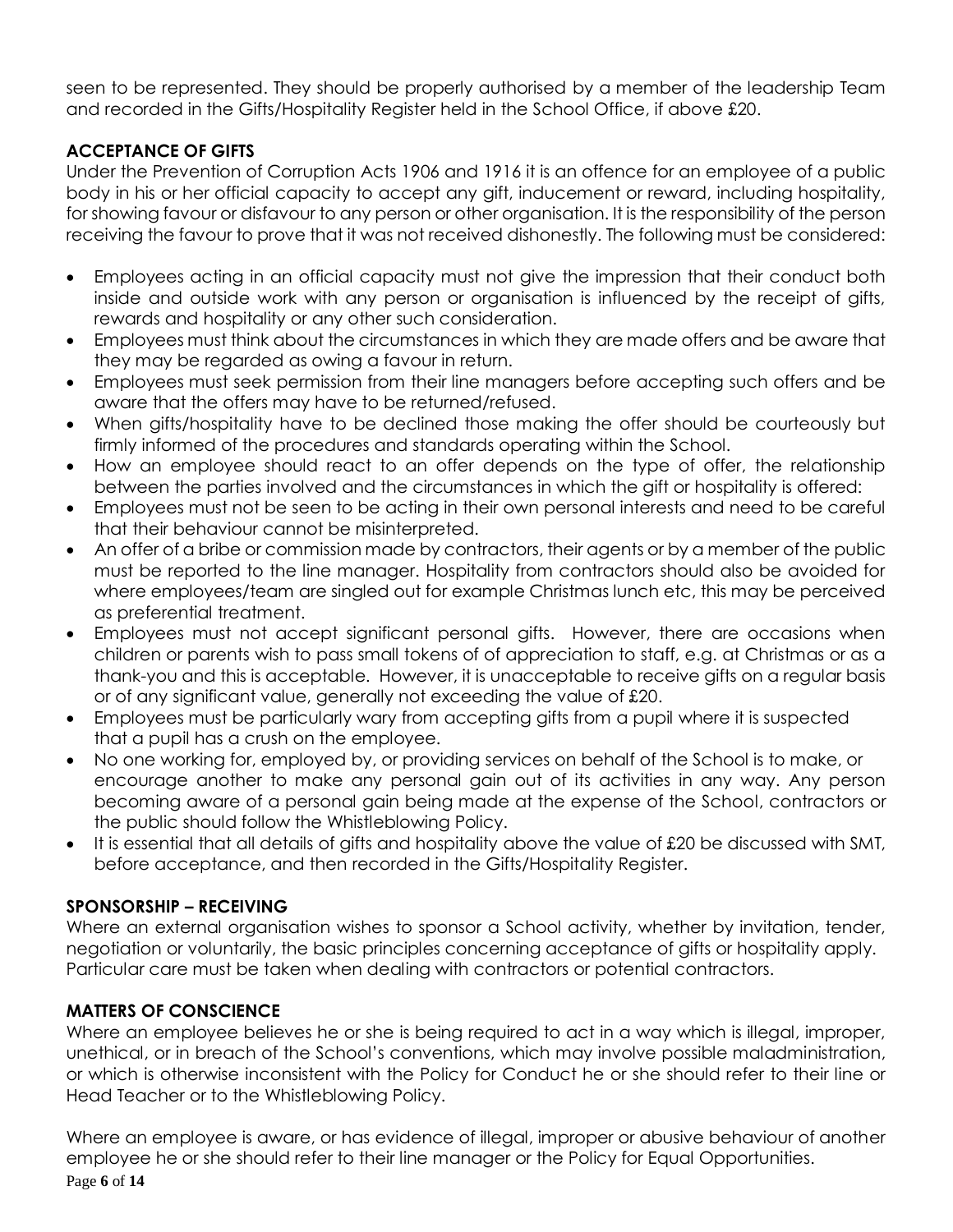seen to be represented. They should be properly authorised by a member of the leadership Team and recorded in the Gifts/Hospitality Register held in the School Office, if above £20.

## ACCEPTANCE OF GIFTS

Under the Prevention of Corruption Acts 1906 and 1916 it is an offence for an employee of a public body in his or her official capacity to accept any gift, inducement or reward, including hospitality, for showing favour or disfavour to any person or other organisation. It is the responsibility of the person receiving the favour to prove that it was not received dishonestly. The following must be considered:

- Employees acting in an official capacity must not give the impression that their conduct both inside and outside work with any person or organisation is influenced by the receipt of gifts, rewards and hospitality or any other such consideration.
- Employees must think about the circumstances in which they are made offers and be aware that they may be regarded as owing a favour in return.
- Employees must seek permission from their line managers before accepting such offers and be aware that the offers may have to be returned/refused.
- When gifts/hospitality have to be declined those making the offer should be courteously but firmly informed of the procedures and standards operating within the School.
- How an employee should react to an offer depends on the type of offer, the relationship between the parties involved and the circumstances in which the gift or hospitality is offered:
- Employees must not be seen to be acting in their own personal interests and need to be careful that their behaviour cannot be misinterpreted.
- An offer of a bribe or commission made by contractors, their agents or by a member of the public must be reported to the line manager. Hospitality from contractors should also be avoided for where employees/team are singled out for example Christmas lunch etc, this may be perceived as preferential treatment.
- Employees must not accept significant personal gifts. However, there are occasions when children or parents wish to pass small tokens of of appreciation to staff, e.g. at Christmas or as a thank-you and this is acceptable. However, it is unacceptable to receive gifts on a regular basis or of any significant value, generally not exceeding the value of £20.
- Employees must be particularly wary from accepting gifts from a pupil where it is suspected that a pupil has a crush on the employee.
- No one working for, employed by, or providing services on behalf of the School is to make, or encourage another to make any personal gain out of its activities in any way. Any person becoming aware of a personal gain being made at the expense of the School, contractors or the public should follow the Whistleblowing Policy.
- It is essential that all details of gifts and hospitality above the value of £20 be discussed with SMT, before acceptance, and then recorded in the Gifts/Hospitality Register.

## SPONSORSHIP – RECEIVING

Where an external organisation wishes to sponsor a School activity, whether by invitation, tender, negotiation or voluntarily, the basic principles concerning acceptance of gifts or hospitality apply. Particular care must be taken when dealing with contractors or potential contractors.

## MATTERS OF CONSCIENCE

Where an employee believes he or she is being required to act in a way which is illegal, improper, unethical, or in breach of the School's conventions, which may involve possible maladministration, or which is otherwise inconsistent with the Policy for Conduct he or she should refer to their line or Head Teacher or to the Whistleblowing Policy.

Where an employee is aware, or has evidence of illegal, improper or abusive behaviour of another employee he or she should refer to their line manager or the Policy for Equal Opportunities.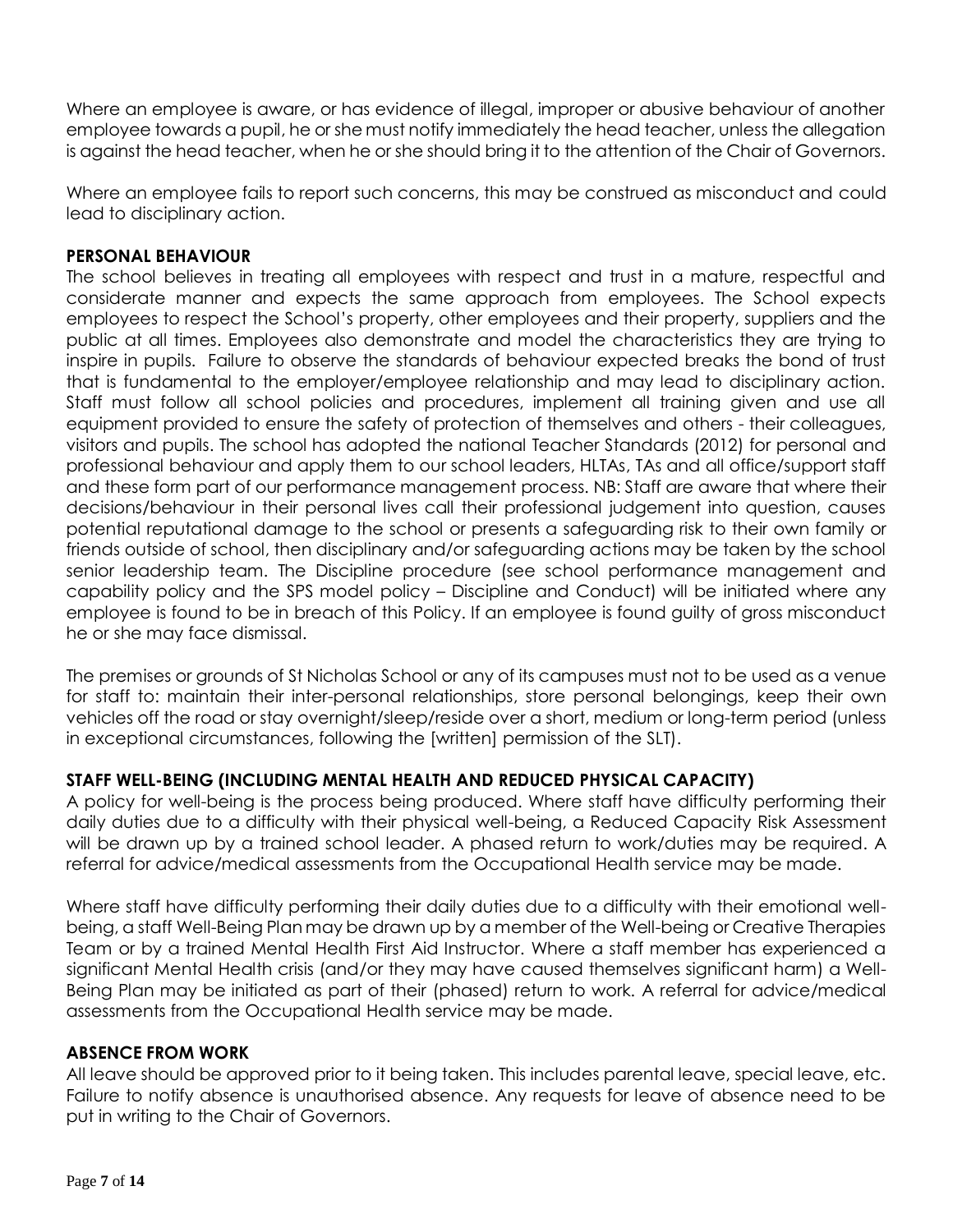Where an employee is aware, or has evidence of illegal, improper or abusive behaviour of another employee towards a pupil, he or she must notify immediately the head teacher, unless the allegation is against the head teacher, when he or she should bring it to the attention of the Chair of Governors.

Where an employee fails to report such concerns, this may be construed as misconduct and could lead to disciplinary action.

**PERSONAL BEHAVIOUR**

The school believes in treating all employees with respect and trust in a mature, respectful and considerate manner and expects the same approach from employees. The School expects employees to respect the School's property, other employees and their property, suppliers and the public at all times. Employees also demonstrate and model the characteristics they are trying to inspire in pupils. Failure to observe the standards of behaviour expected breaks the bond of trust that is fundamental to the employer/employee relationship and may lead to disciplinary action. Staff must follow all school policies and procedures, implement all training given and use all equipment provided to ensure the safety of protection of themselves and others - their colleagues, visitors and pupils. The school has adopted the national Teacher Standards (2012) for personal and professional behaviour and apply them to our school leaders, HLTAs, TAs and all office/support staff and these form part of our performance management process. NB: Staff are aware that where their decisions/behaviour in their personal lives call their professional judgement into question, causes potential reputational damage to the school or presents a safeguarding risk to their own family or friends outside of school, then disciplinary and/or safeguarding actions may be taken by the school senior leadership team. The Discipline procedure (see school performance management and capability policy and the SPS model policy – Discipline and Conduct) will be initiated where any employee is found to be in breach of this Policy. If an employee is found guilty of gross misconduct he or she may face dismissal.

The premises or grounds of St Nicholas School or any of its campuses must not to be used as a venue for staff to: maintain their inter-personal relationships, store personal belongings, keep their own vehicles off the road or stay overnight/sleep/reside over a short, medium or long-term period (unless in exceptional circumstances, following the [written] permission of the SLT).

**STAFF WELL-BEING (INCLUDING MENTAL HEALTH AND REDUCED PHYSICAL CAPACITY)**

A policy for well-being is the process being produced. Where staff have difficulty performing their daily duties due to a difficulty with their physical well-being, a Reduced Capacity Risk Assessment will be drawn up by a trained school leader. A phased return to work/duties may be required. A referral for advice/medical assessments from the Occupational Health service may be made.

Where staff have difficulty performing their daily duties due to a difficulty with their emotional well-being, a staff Well-Being Plan may be drawn up by a member of the Well-being or Creative Therapies Team or by a trained Mental Health First Aid Instructor. Where a staff member has experienced a significant Mental Health crisis (and/or they may have caused themselves significant harm) a Well-Being Plan may be initiated as part of their (phased) return to work. A referral for advice/medical assessments from the Occupational Health service may be made.

**ABSENCE FROM WORK**

All leave should be approved prior to it being taken. This includes parental leave, special leave, etc. Failure to notify absence is unauthorised absence. Any requests for leave of absence need to be put in writing to the Chair of Governors.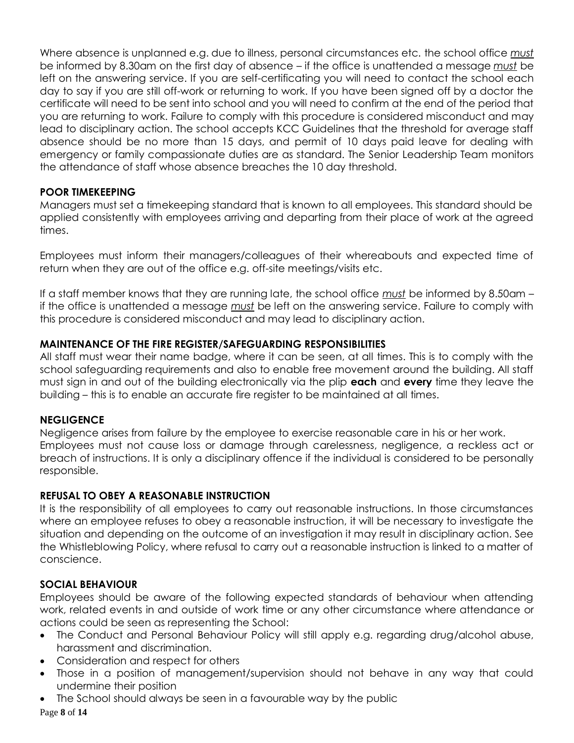Where absence is unplanned e.g. due to illness, personal circumstances etc. the school office *must* be informed by 8.30am on the first day of absence – if the office is unattended a message *must* be left on the answering service. If you are self-certificating you will need to contact the school each day to say if you are still off-work or returning to work. If you have been signed off by a doctor the certificate will need to be sent into school and you will need to confirm at the end of the period that you are returning to work. Failure to comply with this procedure is considered misconduct and may lead to disciplinary action. The school accepts KCC Guidelines that the threshold for average staff absence should be no more than 15 days, and permit of 10 days paid leave for dealing with emergency or family compassionate duties are as standard. The Senior Leadership Team monitors the attendance of staff whose absence breaches the 10 day threshold.

**POOR TIMEKEEPING**

Managers must set a timekeeping standard that is known to all employees. This standard should be applied consistently with employees arriving and departing from their place of work at the agreed times.

Employees must inform their managers/colleagues of their whereabouts and expected time of return when they are out of the office e.g. off-site meetings/visits etc.

If a staff member knows that they are running late, the school office *must* be informed by 8.50am – if the office is unattended a message *must* be left on the answering service. Failure to comply with this procedure is considered misconduct and may lead to disciplinary action.

**MAINTENANCE OF THE FIRE REGISTER/SAFEGUARDING RESPONSIBILITIES**

All staff must wear their name badge, where it can be seen, at all times. This is to comply with the school safeguarding requirements and also to enable free movement around the building. All staff must sign in and out of the building electronically via the plip **each** and **every** time they leave the building – this is to enable an accurate fire register to be maintained at all times.

**NEGLIGENCE**

Negligence arises from failure by the employee to exercise reasonable care in his or her work. Employees must not cause loss or damage through carelessness, negligence, a reckless act or breach of instructions. It is only a disciplinary offence if the individual is considered to be personally responsible.

**REFUSAL TO OBEY A REASONABLE INSTRUCTION**

It is the responsibility of all employees to carry out reasonable instructions. In those circumstances where an employee refuses to obey a reasonable instruction, it will be necessary to investigate the situation and depending on the outcome of an investigation it may result in disciplinary action. See the Whistleblowing Policy, where refusal to carry out a reasonable instruction is linked to a matter of conscience.

**SOCIAL BEHAVIOUR**

Employees should be aware of the following expected standards of behaviour when attending work, related events in and outside of work time or any other circumstance where attendance or actions could be seen as representing the School:

- The Conduct and Personal Behaviour Policy will still apply e.g. regarding drug/alcohol abuse, harassment and discrimination.
- Consideration and respect for others
- Those in a position of management/supervision should not behave in any way that could undermine their position
- The School should always be seen in a favourable way by the public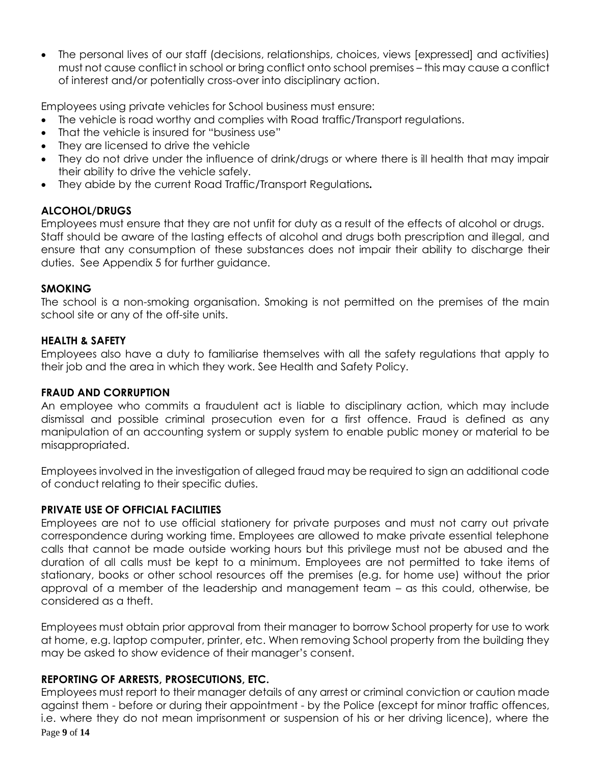- The personal lives of our staff (decisions, relationships, choices, views [expressed] and activities) must not cause conflict in school or bring conflict onto school premises – this may cause a conflict of interest and/or potentially cross-over into disciplinary action.

Employees using private vehicles for School business must ensure:

- The vehicle is road worthy and complies with Road traffic/Transport regulations.
- That the vehicle is insured for "business use"
- They are licensed to drive the vehicle
- They do not drive under the influence of drink/drugs or where there is ill health that may impair their ability to drive the vehicle safely.
- They abide by the current Road Traffic/Transport Regulations**.**

### ALCOHOL/DRUGS

Employees must ensure that they are not unfit for duty as a result of the effects of alcohol or drugs. Staff should be aware of the lasting effects of alcohol and drugs both prescription and illegal, and ensure that any consumption of these substances does not impair their ability to discharge their duties. See Appendix 5 for further guidance.

### SMOKING

The school is a non-smoking organisation. Smoking is not permitted on the premises of the main school site or any of the off-site units.

### HEALTH & SAFETY

Employees also have a duty to familiarise themselves with all the safety regulations that apply to their job and the area in which they work. See Health and Safety Policy.

### FRAUD AND CORRUPTION

An employee who commits a fraudulent act is liable to disciplinary action, which may include dismissal and possible criminal prosecution even for a first offence. Fraud is defined as any manipulation of an accounting system or supply system to enable public money or material to be misappropriated.

Employees involved in the investigation of alleged fraud may be required to sign an additional code of conduct relating to their specific duties.

### PRIVATE USE OF OFFICIAL FACILITIES

Employees are not to use official stationery for private purposes and must not carry out private correspondence during working time. Employees are allowed to make private essential telephone calls that cannot be made outside working hours but this privilege must not be abused and the duration of all calls must be kept to a minimum. Employees are not permitted to take items of stationary, books or other school resources off the premises (e.g. for home use) without the prior approval of a member of the leadership and management team – as this could, otherwise, be considered as a theft.

Employees must obtain prior approval from their manager to borrow School property for use to work at home, e.g. laptop computer, printer, etc. When removing School property from the building they may be asked to show evidence of their manager's consent.

### REPORTING OF ARRESTS, PROSECUTIONS, ETC.

Employees must report to their manager details of any arrest or criminal conviction or caution made against them - before or during their appointment - by the Police (except for minor traffic offences, i.e. where they do not mean imprisonment or suspension of his or her driving licence), where the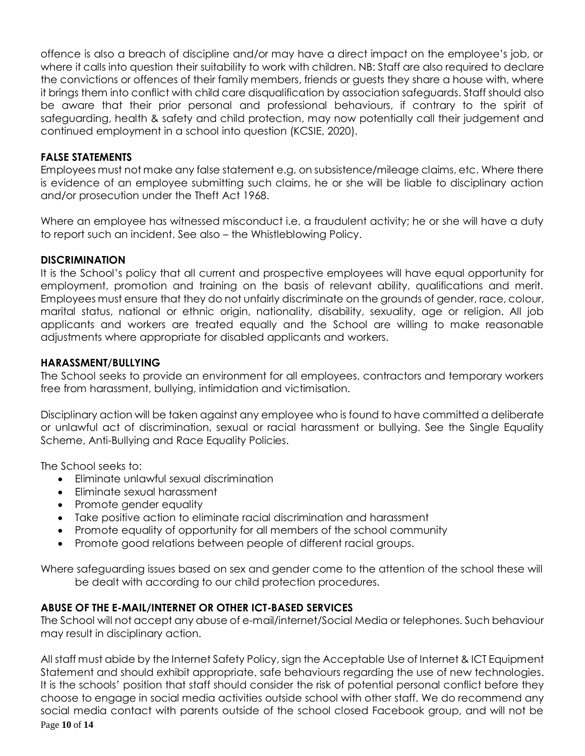offence is also a breach of discipline and/or may have a direct impact on the employee's job, or where it calls into question their suitability to work with children. NB: Staff are also required to declare the convictions or offences of their family members, friends or guests they share a house with, where it brings them into conflict with child care disqualification by association safeguards. Staff should also be aware that their prior personal and professional behaviours, if contrary to the spirit of safeguarding, health & safety and child protection, may now potentially call their judgement and continued employment in a school into question (KCSIE, 2020).

### FALSE STATEMENTS

Employees must not make any false statement e.g. on subsistence/mileage claims, etc. Where there is evidence of an employee submitting such claims, he or she will be liable to disciplinary action and/or prosecution under the Theft Act 1968.

Where an employee has witnessed misconduct i.e. a fraudulent activity; he or she will have a duty to report such an incident. See also – the Whistleblowing Policy.

### DISCRIMINATION

It is the School's policy that all current and prospective employees will have equal opportunity for employment, promotion and training on the basis of relevant ability, qualifications and merit. Employees must ensure that they do not unfairly discriminate on the grounds of gender, race, colour, marital status, national or ethnic origin, nationality, disability, sexuality, age or religion. All job applicants and workers are treated equally and the School are willing to make reasonable adjustments where appropriate for disabled applicants and workers.

### HARASSMENT/BULLYING

The School seeks to provide an environment for all employees, contractors and temporary workers free from harassment, bullying, intimidation and victimisation.

Disciplinary action will be taken against any employee who is found to have committed a deliberate or unlawful act of discrimination, sexual or racial harassment or bullying. See the Single Equality Scheme, Anti-Bullying and Race Equality Policies.

The School seeks to:

- Eliminate unlawful sexual discrimination
- Eliminate sexual harassment
- Promote gender equality
- Take positive action to eliminate racial discrimination and harassment
- Promote equality of opportunity for all members of the school community
- Promote good relations between people of different racial groups.

Where safeguarding issues based on sex and gender come to the attention of the school these will be dealt with according to our child protection procedures.

### ABUSE OF THE E-MAIL/INTERNET OR OTHER ICT-BASED SERVICES

The School will not accept any abuse of e-mail/internet/Social Media or telephones. Such behaviour may result in disciplinary action.

All staff must abide by the Internet Safety Policy, sign the Acceptable Use of Internet & ICT Equipment Statement and should exhibit appropriate, safe behaviours regarding the use of new technologies. It is the schools' position that staff should consider the risk of potential personal conflict before they choose to engage in social media activities outside school with other staff. We do recommend any social media contact with parents outside of the school closed Facebook group, and will not be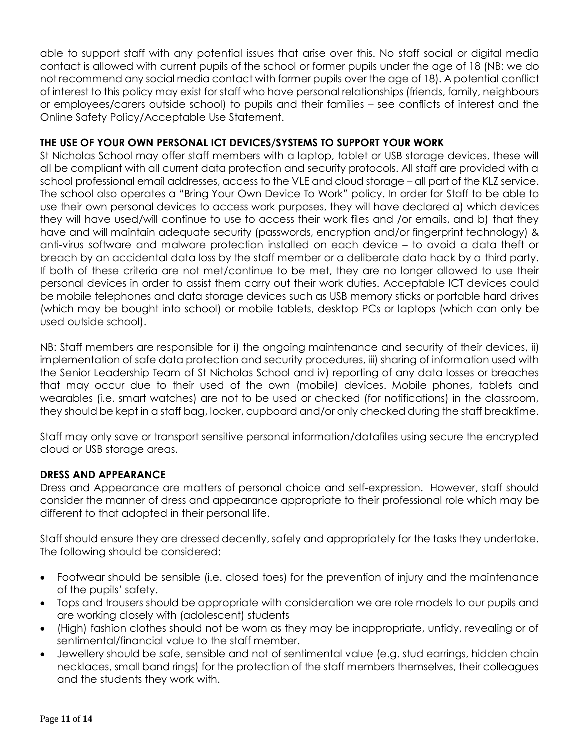able to support staff with any potential issues that arise over this. No staff social or digital media contact is allowed with current pupils of the school or former pupils under the age of 18 (NB: we do not recommend any social media contact with former pupils over the age of 18). A potential conflict of interest to this policy may exist for staff who have personal relationships (friends, family, neighbours or employees/carers outside school) to pupils and their families – see conflicts of interest and the Online Safety Policy/Acceptable Use Statement.

**THE USE OF YOUR OWN PERSONAL ICT DEVICES/SYSTEMS TO SUPPORT YOUR WORK**

St Nicholas School may offer staff members with a laptop, tablet or USB storage devices, these will all be compliant with all current data protection and security protocols. All staff are provided with a school professional email addresses, access to the VLE and cloud storage – all part of the KLZ service. The school also operates a "Bring Your Own Device To Work" policy. In order for Staff to be able to use their own personal devices to access work purposes, they will have declared a) which devices they will have used/will continue to use to access their work files and /or emails, and b) that they have and will maintain adequate security (passwords, encryption and/or fingerprint technology) & anti-virus software and malware protection installed on each device – to avoid a data theft or breach by an accidental data loss by the staff member or a deliberate data hack by a third party. If both of these criteria are not met/continue to be met, they are no longer allowed to use their personal devices in order to assist them carry out their work duties. Acceptable ICT devices could be mobile telephones and data storage devices such as USB memory sticks or portable hard drives (which may be bought into school) or mobile tablets, desktop PCs or laptops (which can only be used outside school).

NB: Staff members are responsible for i) the ongoing maintenance and security of their devices, ii) implementation of safe data protection and security procedures, iii) sharing of information used with the Senior Leadership Team of St Nicholas School and iv) reporting of any data losses or breaches that may occur due to their used of the own (mobile) devices. Mobile phones, tablets and wearables (i.e. smart watches) are not to be used or checked (for notifications) in the classroom, they should be kept in a staff bag, locker, cupboard and/or only checked during the staff breaktime.

Staff may only save or transport sensitive personal information/datafiles using secure the encrypted cloud or USB storage areas.

**DRESS AND APPEARANCE**

Dress and Appearance are matters of personal choice and self-expression. However, staff should consider the manner of dress and appearance appropriate to their professional role which may be different to that adopted in their personal life.

Staff should ensure they are dressed decently, safely and appropriately for the tasks they undertake. The following should be considered:

- Footwear should be sensible (i.e. closed toes) for the prevention of injury and the maintenance of the pupils' safety.
- Tops and trousers should be appropriate with consideration we are role models to our pupils and are working closely with (adolescent) students
- (High) fashion clothes should not be worn as they may be inappropriate, untidy, revealing or of sentimental/financial value to the staff member.
- Jewellery should be safe, sensible and not of sentimental value (e.g. stud earrings, hidden chain necklaces, small band rings) for the protection of the staff members themselves, their colleagues and the students they work with.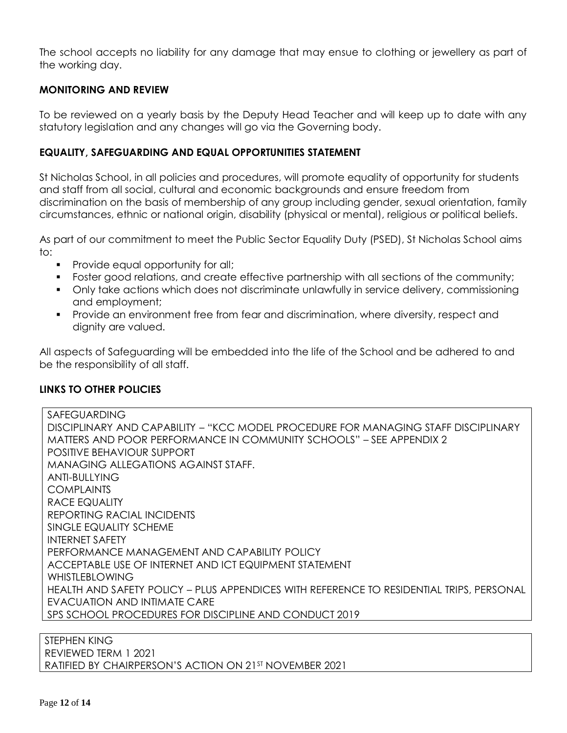The school accepts no liability for any damage that may ensue to clothing or jewellery as part of the working day.

### MONITORING AND REVIEW

To be reviewed on a yearly basis by the Deputy Head Teacher and will keep up to date with any statutory legislation and any changes will go via the Governing body.

### EQUALITY, SAFEGUARDING AND EQUAL OPPORTUNITIES STATEMENT

St Nicholas School, in all policies and procedures, will promote equality of opportunity for students and staff from all social, cultural and economic backgrounds and ensure freedom from discrimination on the basis of membership of any group including gender, sexual orientation, family circumstances, ethnic or national origin, disability (physical or mental), religious or political beliefs.

As part of our commitment to meet the Public Sector Equality Duty (PSED), St Nicholas School aims to:

- Provide equal opportunity for all;
- Foster good relations, and create effective partnership with all sections of the community;
- Only take actions which does not discriminate unlawfully in service delivery, commissioning and employment;
- Provide an environment free from fear and discrimination, where diversity, respect and dignity are valued.

All aspects of Safeguarding will be embedded into the life of the School and be adhered to and be the responsibility of all staff.

### LINKS TO OTHER POLICIES

| |
|---|
| SAFEGUARDING<br>DISCIPLINARY AND CAPABILITY – "KCC MODEL PROCEDURE FOR MANAGING STAFF DISCIPLINARY MATTERS AND POOR PERFORMANCE IN COMMUNITY SCHOOLS" – SEE APPENDIX 2<br>POSITIVE BEHAVIOUR SUPPORT<br>MANAGING ALLEGATIONS AGAINST STAFF.<br>ANTI-BULLYING<br>COMPLAINTS<br>RACE EQUALITY<br>REPORTING RACIAL INCIDENTS<br>SINGLE EQUALITY SCHEME<br>INTERNET SAFETY<br>PERFORMANCE MANAGEMENT AND CAPABILITY POLICY<br>ACCEPTABLE USE OF INTERNET AND ICT EQUIPMENT STATEMENT<br>WHISTLEBLOWING<br>HEALTH AND SAFETY POLICY – PLUS APPENDICES WITH REFERENCE TO RESIDENTIAL TRIPS, PERSONAL EVACUATION AND INTIMATE CARE<br>SPS SCHOOL PROCEDURES FOR DISCIPLINE AND CONDUCT 2019 |

| |
|---|
| STEPHEN KING<br>REVIEWED TERM 1 2021<br>RATIFIED BY CHAIRPERSON'S ACTION ON 21ST NOVEMBER 2021 |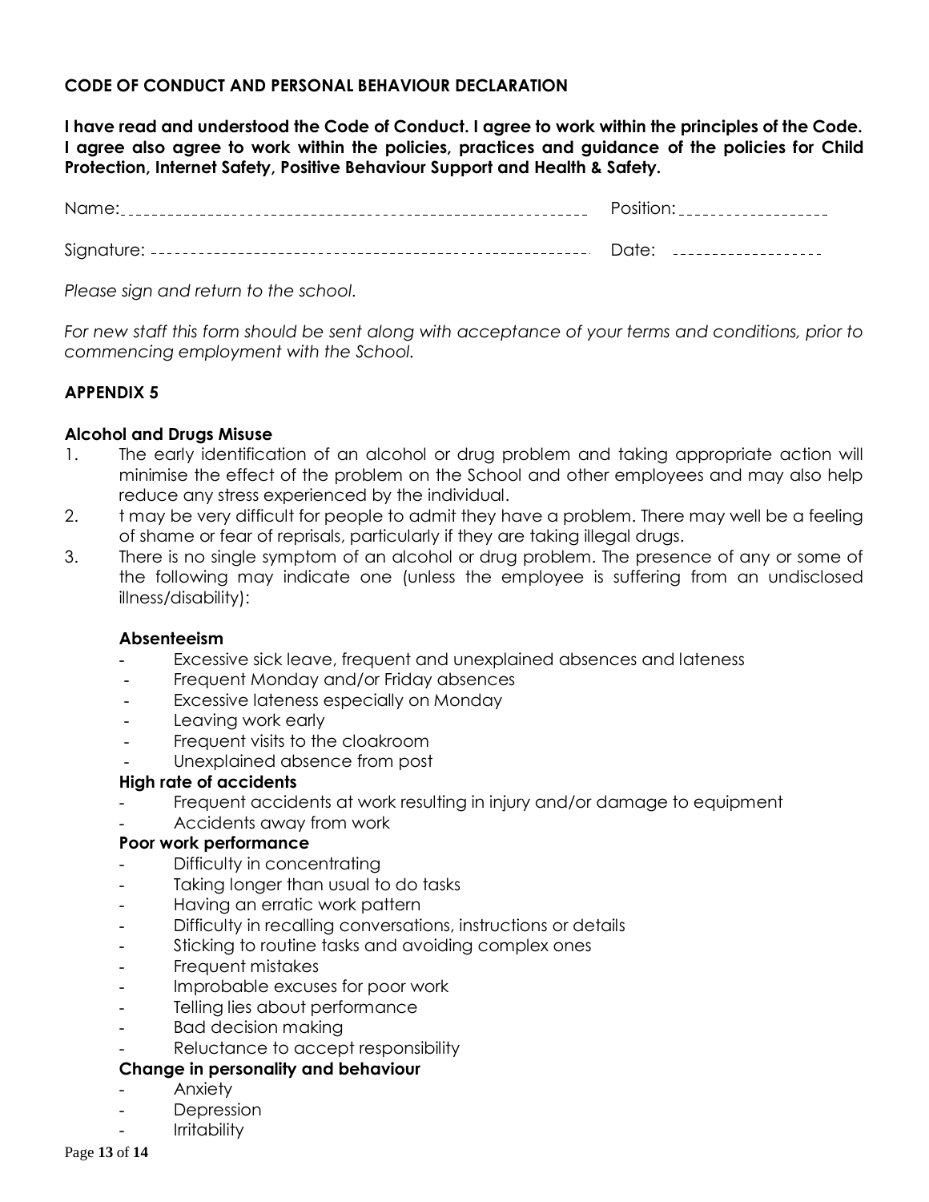**CODE OF CONDUCT AND PERSONAL BEHAVIOUR DECLARATION**

**I have read and understood the Code of Conduct. I agree to work within the principles of the Code. I agree also agree to work within the policies, practices and guidance of the policies for Child Protection, Internet Safety, Positive Behaviour Support and Health & Safety.**

Name:________________________________________________ Position:________________

Signature: ____________________________________________ Date: __________________

*Please sign and return to the school.*

*For new staff this form should be sent along with acceptance of your terms and conditions, prior to commencing employment with the School.*

**APPENDIX 5**

**Alcohol and Drugs Misuse**

1. The early identification of an alcohol or drug problem and taking appropriate action will minimise the effect of the problem on the School and other employees and may also help reduce any stress experienced by the individual.
2. t may be very difficult for people to admit they have a problem. There may well be a feeling of shame or fear of reprisals, particularly if they are taking illegal drugs.
3. There is no single symptom of an alcohol or drug problem. The presence of any or some of the following may indicate one (unless the employee is suffering from an undisclosed illness/disability):

**Absenteeism**

- Excessive sick leave, frequent and unexplained absences and lateness
- Frequent Monday and/or Friday absences
- Excessive lateness especially on Monday
- Leaving work early
- Frequent visits to the cloakroom
- Unexplained absence from post

**High rate of accidents**

- Frequent accidents at work resulting in injury and/or damage to equipment
- Accidents away from work

**Poor work performance**

- Difficulty in concentrating
- Taking longer than usual to do tasks
- Having an erratic work pattern
- Difficulty in recalling conversations, instructions or details
- Sticking to routine tasks and avoiding complex ones
- Frequent mistakes
- Improbable excuses for poor work
- Telling lies about performance
- Bad decision making
- Reluctance to accept responsibility

**Change in personality and behaviour**

- Anxiety
- Depression
- Irritability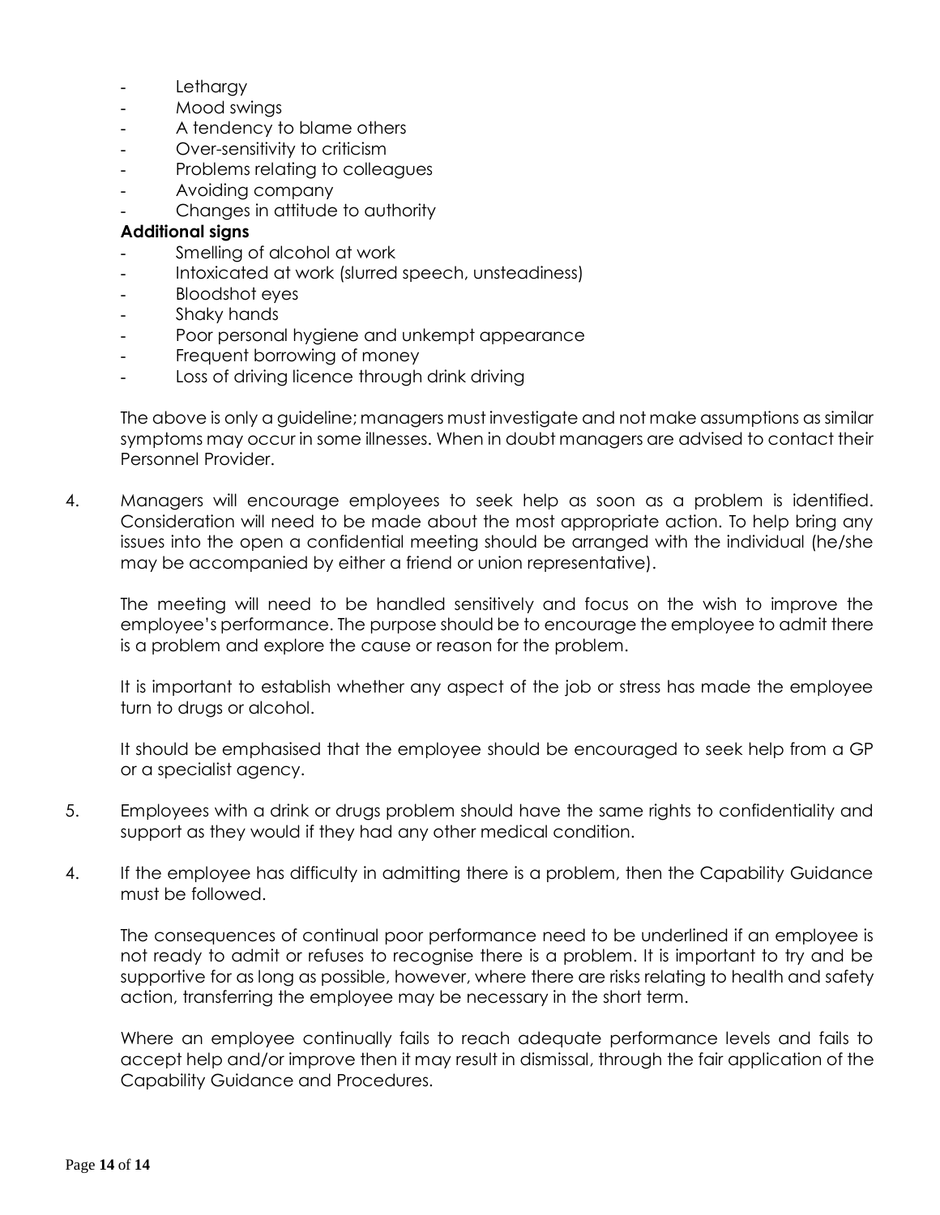- Lethargy
- Mood swings
- A tendency to blame others
- Over-sensitivity to criticism
- Problems relating to colleagues
- Avoiding company
- Changes in attitude to authority

**Additional signs**

- Smelling of alcohol at work
- Intoxicated at work (slurred speech, unsteadiness)
- Bloodshot eyes
- Shaky hands
- Poor personal hygiene and unkempt appearance
- Frequent borrowing of money
- Loss of driving licence through drink driving

The above is only a guideline; managers must investigate and not make assumptions as similar symptoms may occur in some illnesses. When in doubt managers are advised to contact their Personnel Provider.

4. Managers will encourage employees to seek help as soon as a problem is identified. Consideration will need to be made about the most appropriate action. To help bring any issues into the open a confidential meeting should be arranged with the individual (he/she may be accompanied by either a friend or union representative).

   The meeting will need to be handled sensitively and focus on the wish to improve the employee's performance. The purpose should be to encourage the employee to admit there is a problem and explore the cause or reason for the problem.

   It is important to establish whether any aspect of the job or stress has made the employee turn to drugs or alcohol.

   It should be emphasised that the employee should be encouraged to seek help from a GP or a specialist agency.

5. Employees with a drink or drugs problem should have the same rights to confidentiality and support as they would if they had any other medical condition.

4. If the employee has difficulty in admitting there is a problem, then the Capability Guidance must be followed.

   The consequences of continual poor performance need to be underlined if an employee is not ready to admit or refuses to recognise there is a problem. It is important to try and be supportive for as long as possible, however, where there are risks relating to health and safety action, transferring the employee may be necessary in the short term.

   Where an employee continually fails to reach adequate performance levels and fails to accept help and/or improve then it may result in dismissal, through the fair application of the Capability Guidance and Procedures.